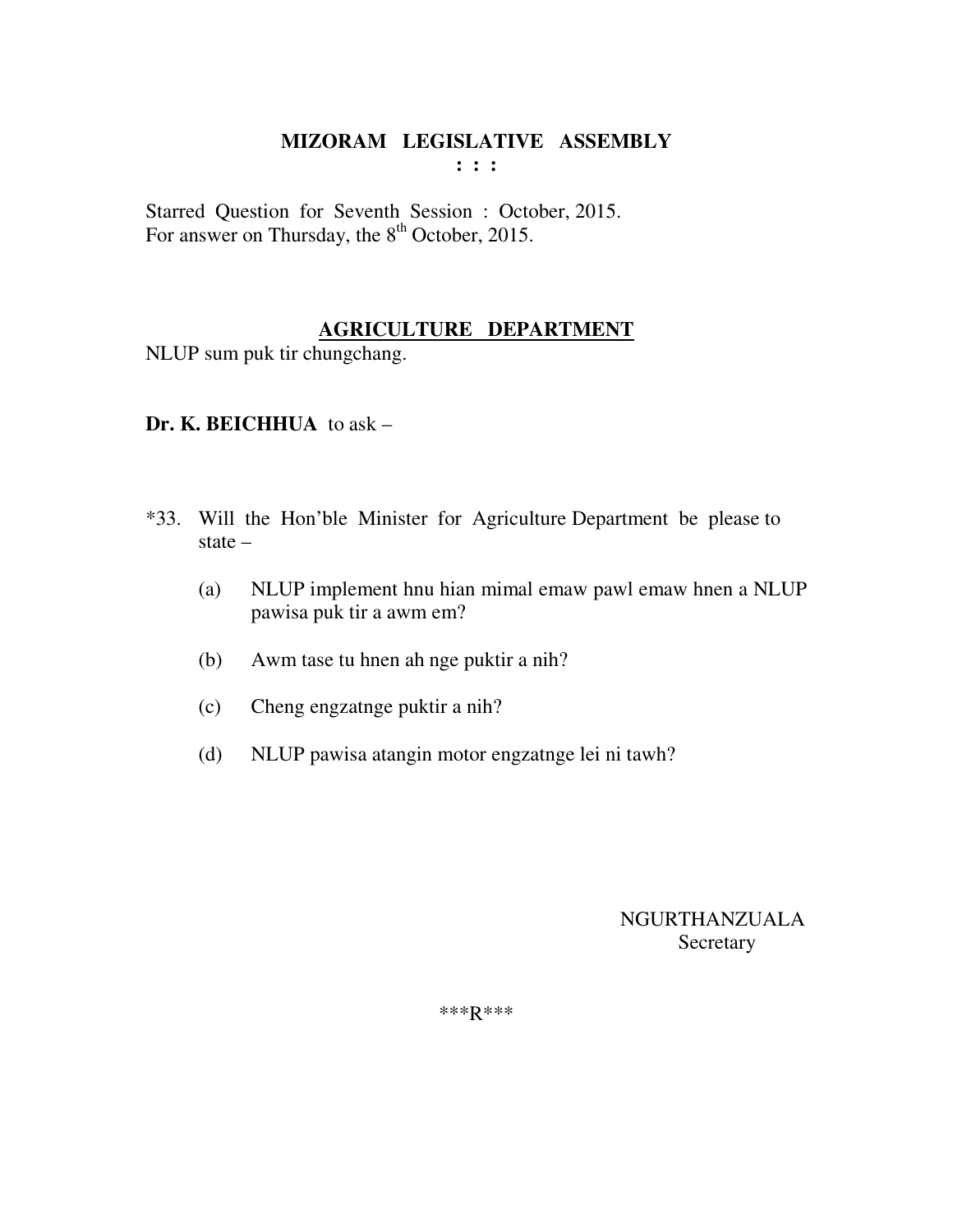# MIZORAM LEGISLATIVE ASSEMBLY

**: : :**

Starred Question for Seventh Session : October, 2015.
For answer on Thursday, the 8th October, 2015.

## AGRICULTURE DEPARTMENT

NLUP sum puk tir chungchang.

**Dr. K. BEICHHUA** to ask –

*33. Will the Hon'ble Minister for Agriculture Department be please to state –

(a) NLUP implement hnu hian mimal emaw pawl emaw hnen a NLUP pawisa puk tir a awm em?

(b) Awm tase tu hnen ah nge puktir a nih?

(c) Cheng engzatnge puktir a nih?

(d) NLUP pawisa atangin motor engzatnge lei ni tawh?

NGURTHANZUALA
Secretary

***R***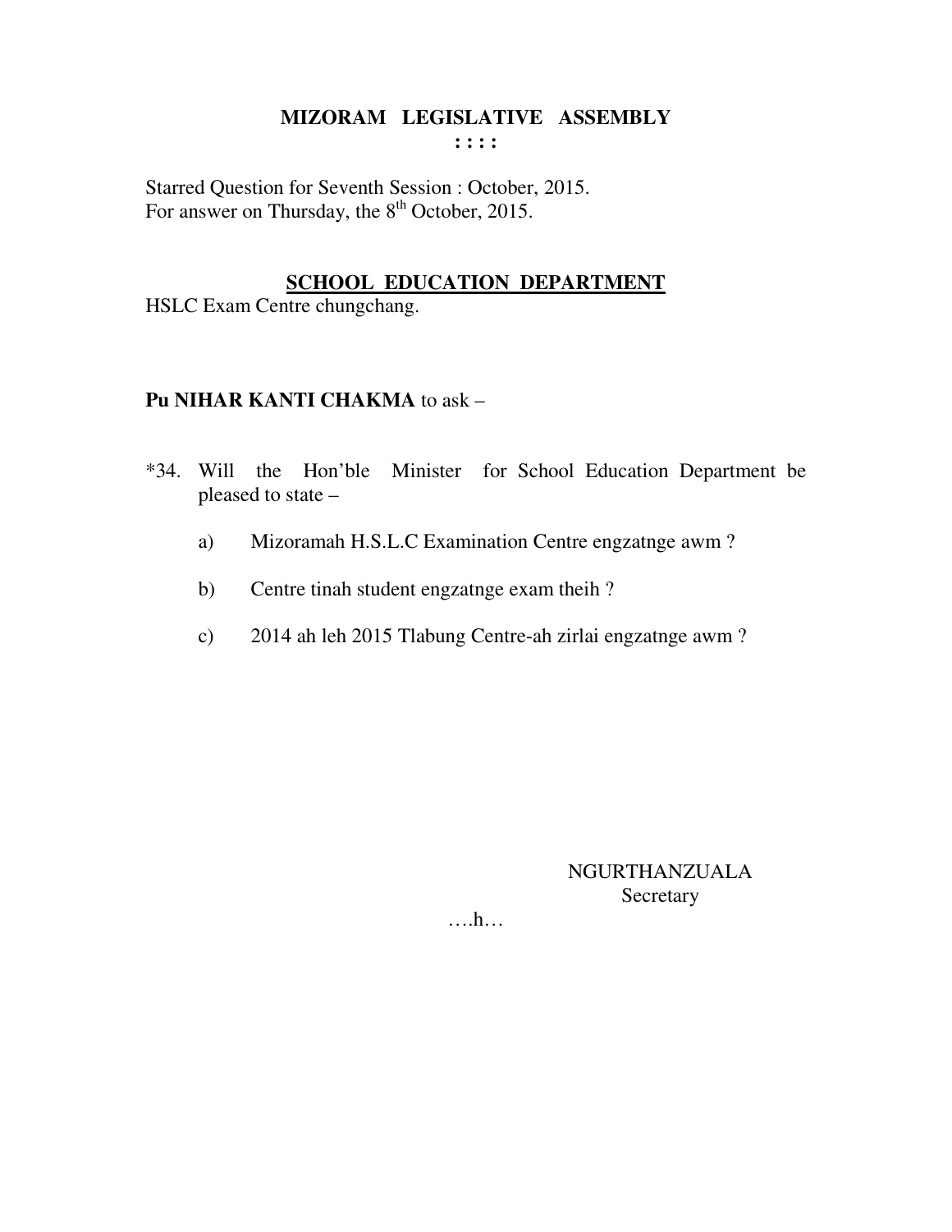# MIZORAM LEGISLATIVE ASSEMBLY

**: : : :**

Starred Question for Seventh Session : October, 2015.
For answer on Thursday, the 8th October, 2015.

## SCHOOL EDUCATION DEPARTMENT

HSLC Exam Centre chungchang.

**Pu NIHAR KANTI CHAKMA** to ask –

*34. Will the Hon'ble Minister for School Education Department be pleased to state –

a) Mizoramah H.S.L.C Examination Centre engzatnge awm ?

b) Centre tinah student engzatnge exam theih ?

c) 2014 ah leh 2015 Tlabung Centre-ah zirlai engzatnge awm ?

NGURTHANZUALA
Secretary

….h…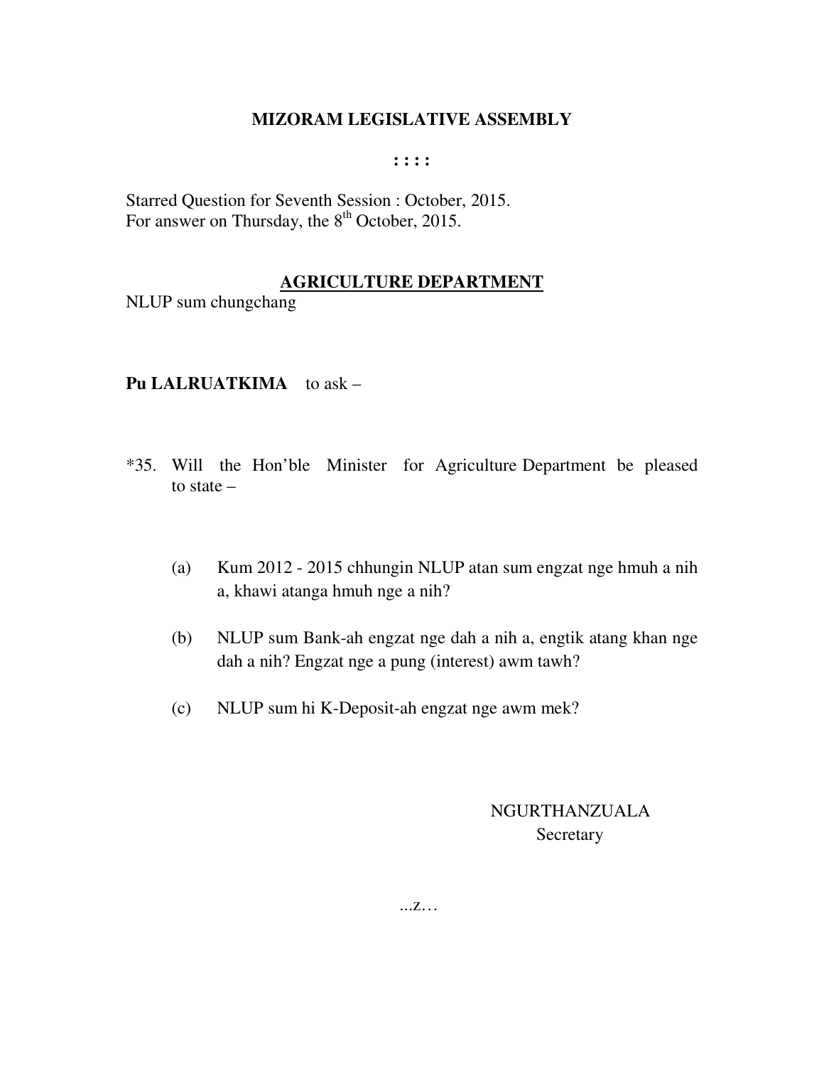# MIZORAM LEGISLATIVE ASSEMBLY

: : : :

Starred Question for Seventh Session : October, 2015.
For answer on Thursday, the 8th October, 2015.

## AGRICULTURE DEPARTMENT

NLUP sum chungchang

**Pu LALRUATKIMA** to ask –

*35. Will the Hon'ble Minister for Agriculture Department be pleased to state –

(a) Kum 2012 - 2015 chhungin NLUP atan sum engzat nge hmuh a nih a, khawi atanga hmuh nge a nih?

(b) NLUP sum Bank-ah engzat nge dah a nih a, engtik atang khan nge dah a nih? Engzat nge a pung (interest) awm tawh?

(c) NLUP sum hi K-Deposit-ah engzat nge awm mek?

NGURTHANZUALA
Secretary

...z…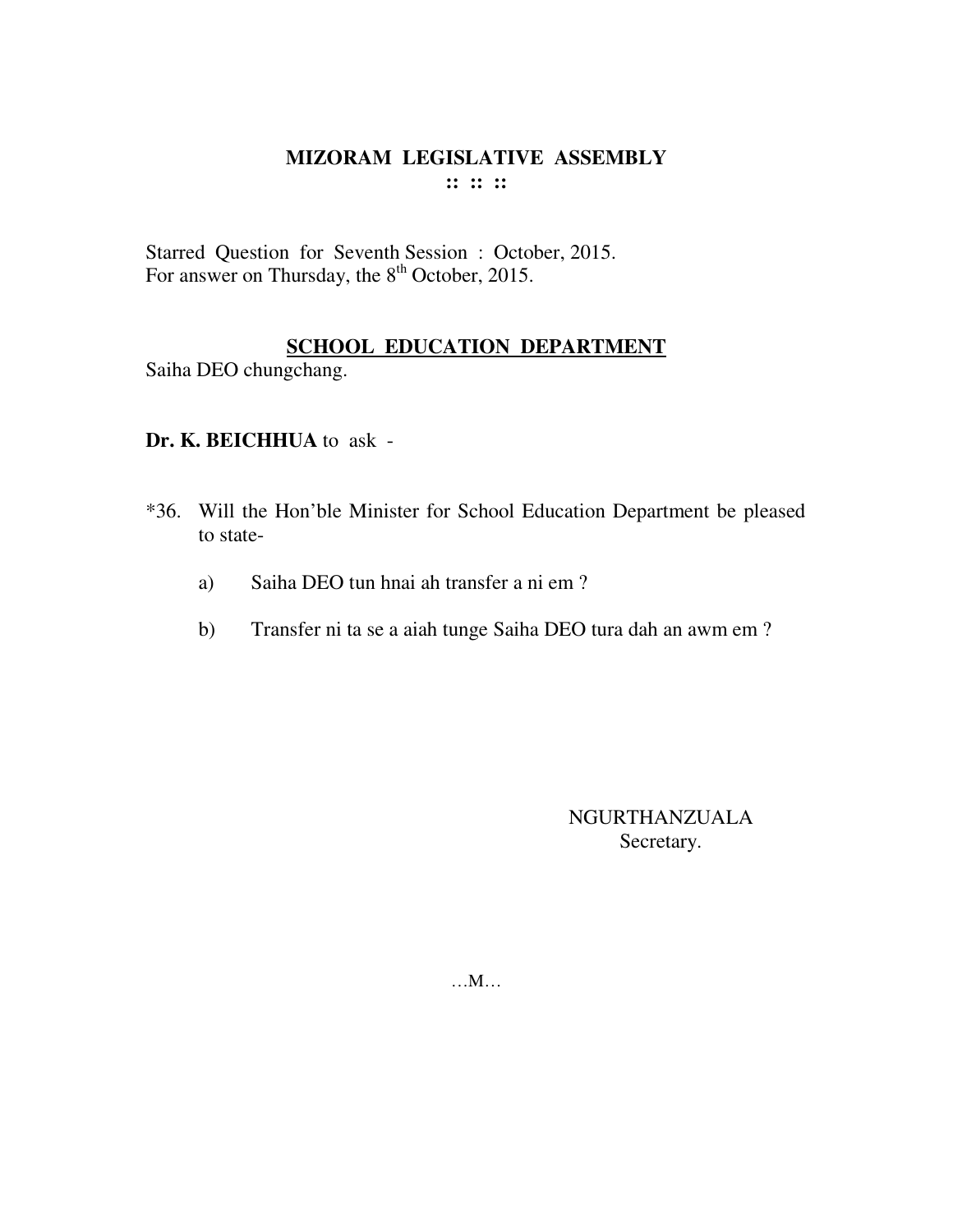# MIZORAM LEGISLATIVE ASSEMBLY

**:: :: ::**

Starred Question for Seventh Session : October, 2015.
For answer on Thursday, the 8th October, 2015.

## SCHOOL EDUCATION DEPARTMENT

Saiha DEO chungchang.

**Dr. K. BEICHHUA** to ask -

*36. Will the Hon'ble Minister for School Education Department be pleased to state-

a) Saiha DEO tun hnai ah transfer a ni em ?

b) Transfer ni ta se a aiah tunge Saiha DEO tura dah an awm em ?

NGURTHANZUALA
Secretary.

…M…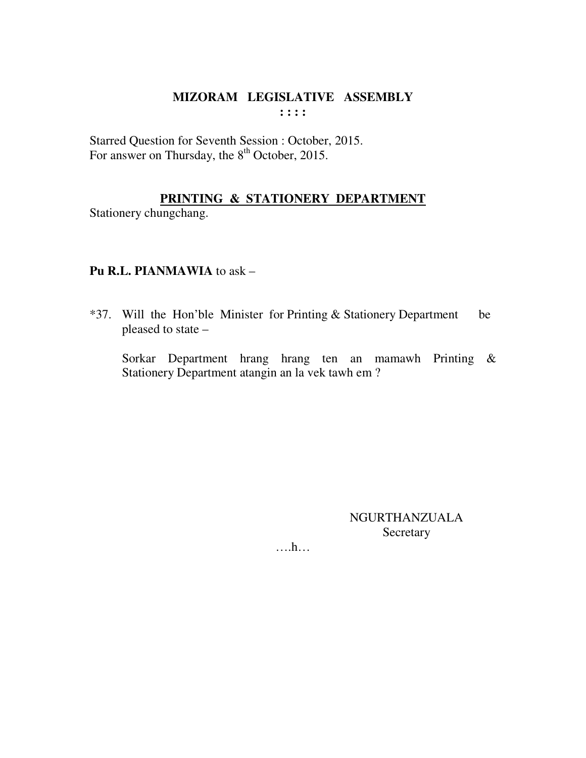## MIZORAM LEGISLATIVE ASSEMBLY

: : : :

Starred Question for Seventh Session : October, 2015.
For answer on Thursday, the 8th October, 2015.

**PRINTING & STATIONERY DEPARTMENT**

Stationery chungchang.

**Pu R.L. PIANMAWIA** to ask –

*37. Will the Hon'ble Minister for Printing & Stationery Department be pleased to state –

Sorkar Department hrang hrang ten an mamawh Printing & Stationery Department atangin an la vek tawh em ?

NGURTHANZUALA
Secretary

….h…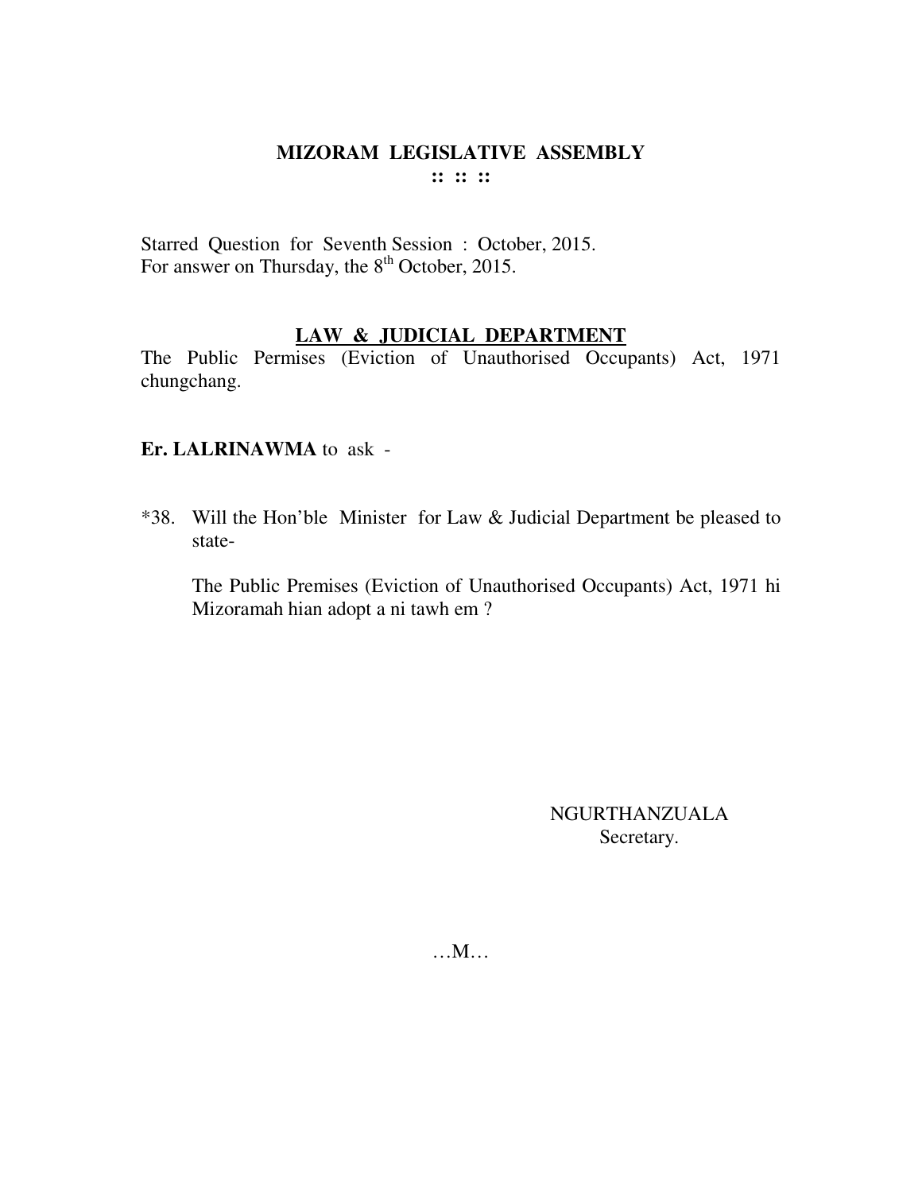# MIZORAM LEGISLATIVE ASSEMBLY

**:: :: ::**

Starred Question for Seventh Session : October, 2015.
For answer on Thursday, the 8th October, 2015.

## LAW & JUDICIAL DEPARTMENT

The Public Permises (Eviction of Unauthorised Occupants) Act, 1971 chungchang.

**Er. LALRINAWMA** to ask -

*38. Will the Hon'ble Minister for Law & Judicial Department be pleased to state-

The Public Premises (Eviction of Unauthorised Occupants) Act, 1971 hi Mizoramah hian adopt a ni tawh em ?

NGURTHANZUALA
Secretary.

…M…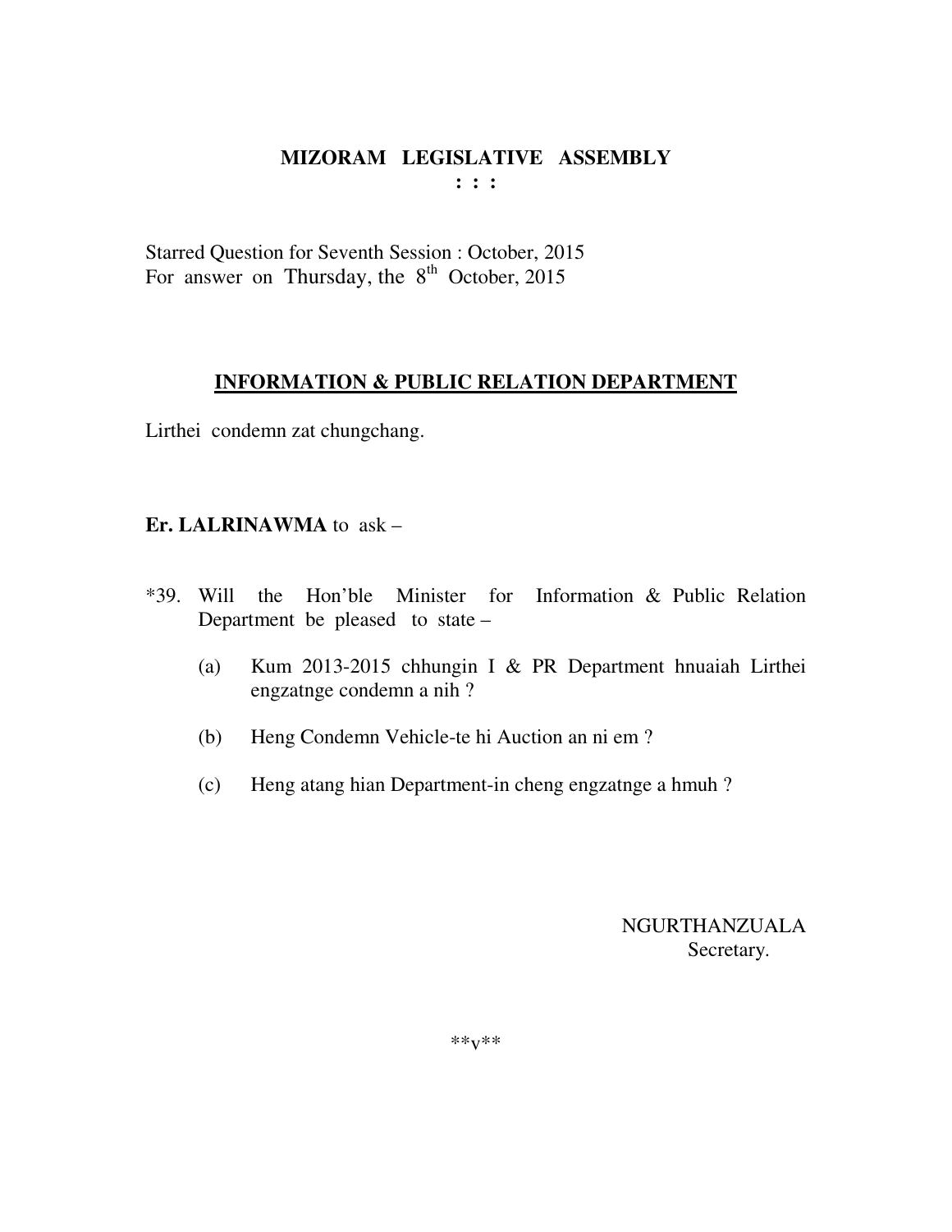# MIZORAM LEGISLATIVE ASSEMBLY

**: : :**

Starred Question for Seventh Session : October, 2015
For answer on Thursday, the 8th October, 2015

## INFORMATION & PUBLIC RELATION DEPARTMENT

Lirthei condemn zat chungchang.

**Er. LALRINAWMA** to ask –

*39. Will the Hon'ble Minister for Information & Public Relation Department be pleased to state –

(a) Kum 2013-2015 chhungin I & PR Department hnuaiah Lirthei engzatnge condemn a nih ?

(b) Heng Condemn Vehicle-te hi Auction an ni em ?

(c) Heng atang hian Department-in cheng engzatnge a hmuh ?

NGURTHANZUALA
Secretary.

**v**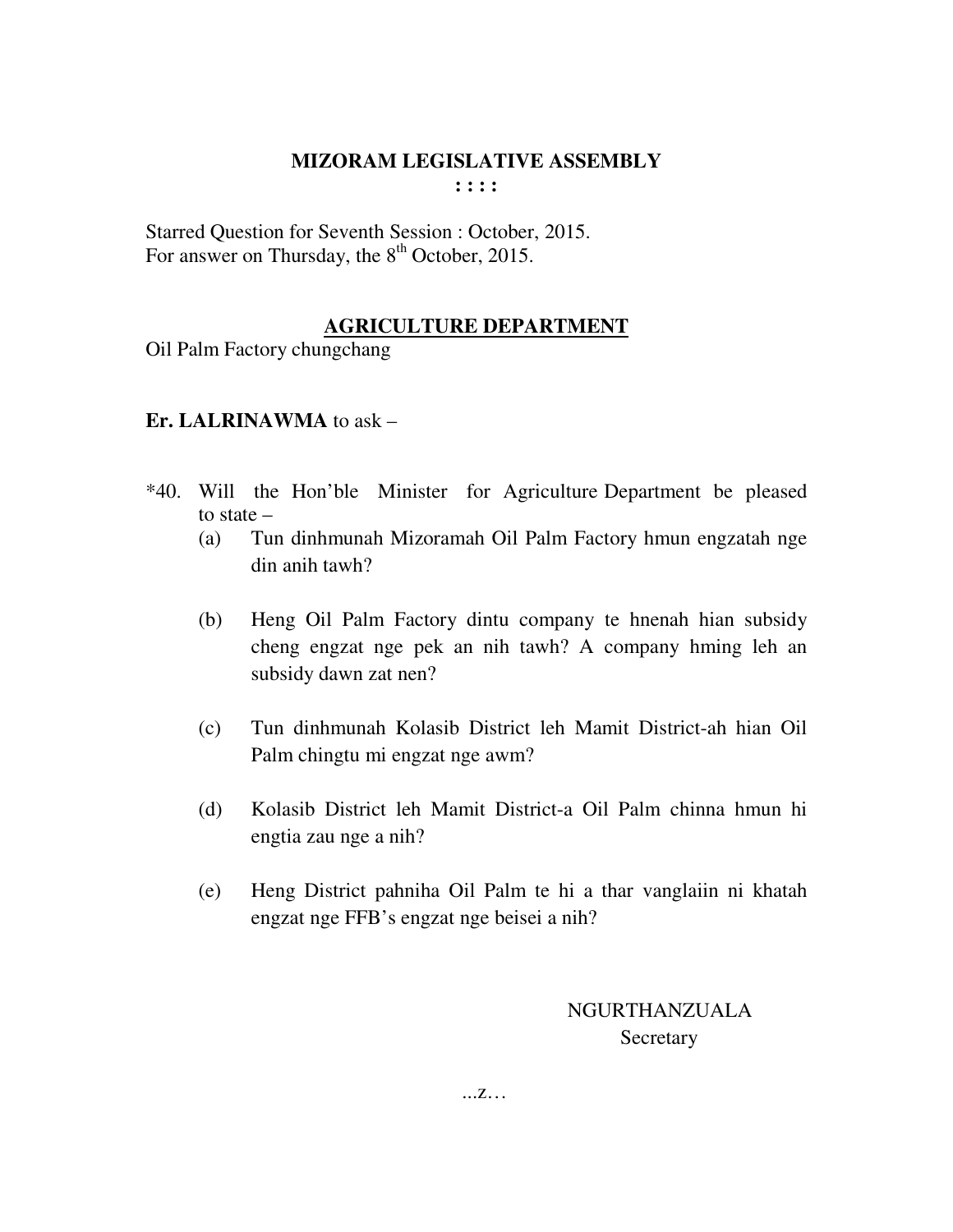# MIZORAM LEGISLATIVE ASSEMBLY

: : : :

Starred Question for Seventh Session : October, 2015.
For answer on Thursday, the 8th October, 2015.

## AGRICULTURE DEPARTMENT

Oil Palm Factory chungchang

**Er. LALRINAWMA** to ask –

*40. Will the Hon'ble Minister for Agriculture Department be pleased to state –

(a) Tun dinhmunah Mizoramah Oil Palm Factory hmun engzatah nge din anih tawh?

(b) Heng Oil Palm Factory dintu company te hnenah hian subsidy cheng engzat nge pek an nih tawh? A company hming leh an subsidy dawn zat nen?

(c) Tun dinhmunah Kolasib District leh Mamit District-ah hian Oil Palm chingtu mi engzat nge awm?

(d) Kolasib District leh Mamit District-a Oil Palm chinna hmun hi engtia zau nge a nih?

(e) Heng District pahniha Oil Palm te hi a thar vanglaiin ni khatah engzat nge FFB's engzat nge beisei a nih?

NGURTHANZUALA
Secretary

...z…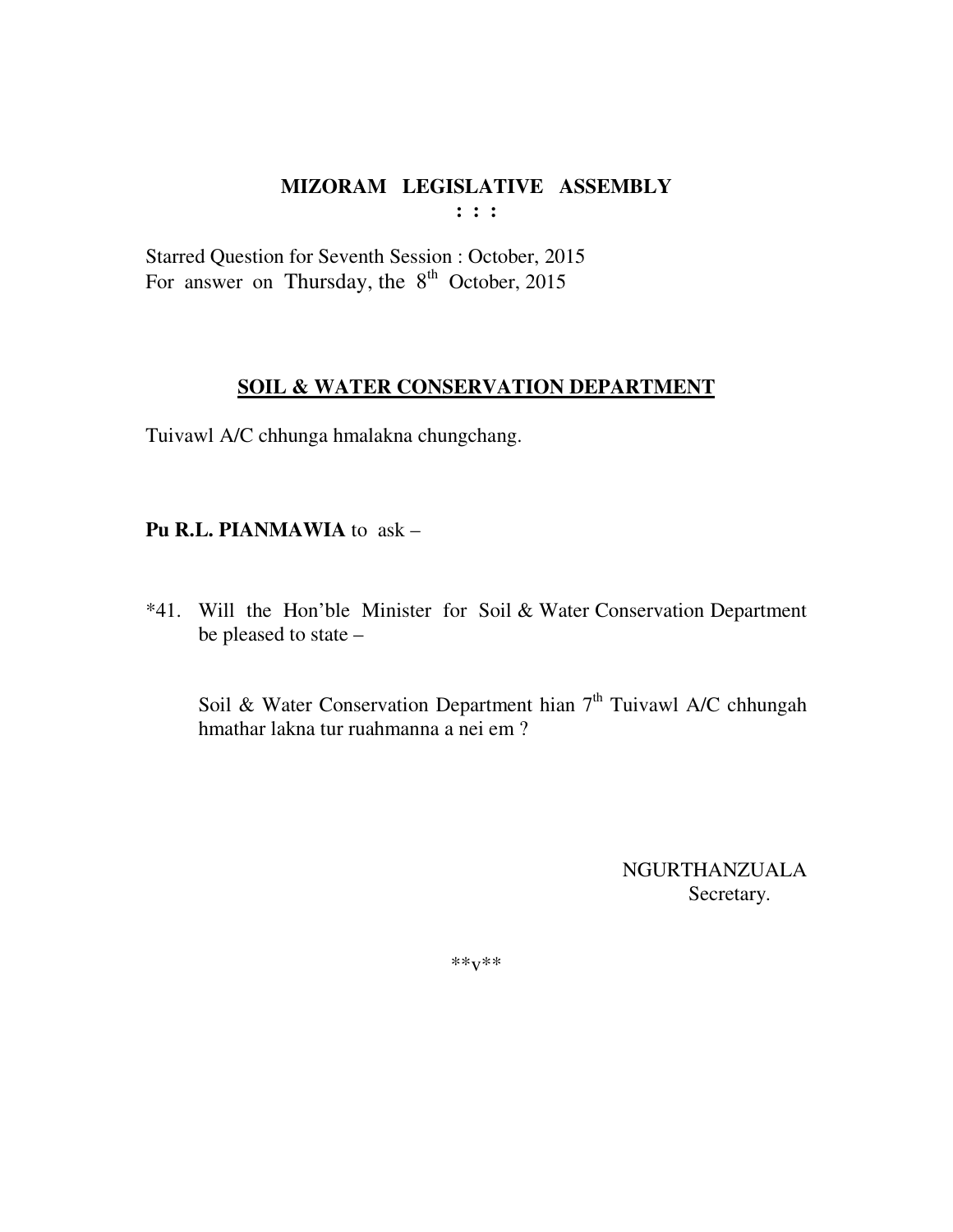**MIZORAM LEGISLATIVE ASSEMBLY**
**: : :**

Starred Question for Seventh Session : October, 2015
For answer on Thursday, the 8th October, 2015

**SOIL & WATER CONSERVATION DEPARTMENT**

Tuivawl A/C chhunga hmalakna chungchang.

**Pu R.L. PIANMAWIA** to ask –

*41. Will the Hon'ble Minister for Soil & Water Conservation Department be pleased to state –

Soil & Water Conservation Department hian 7th Tuivawl A/C chhungah hmathar lakna tur ruahmanna a nei em ?

NGURTHANZUALA
Secretary.

**v**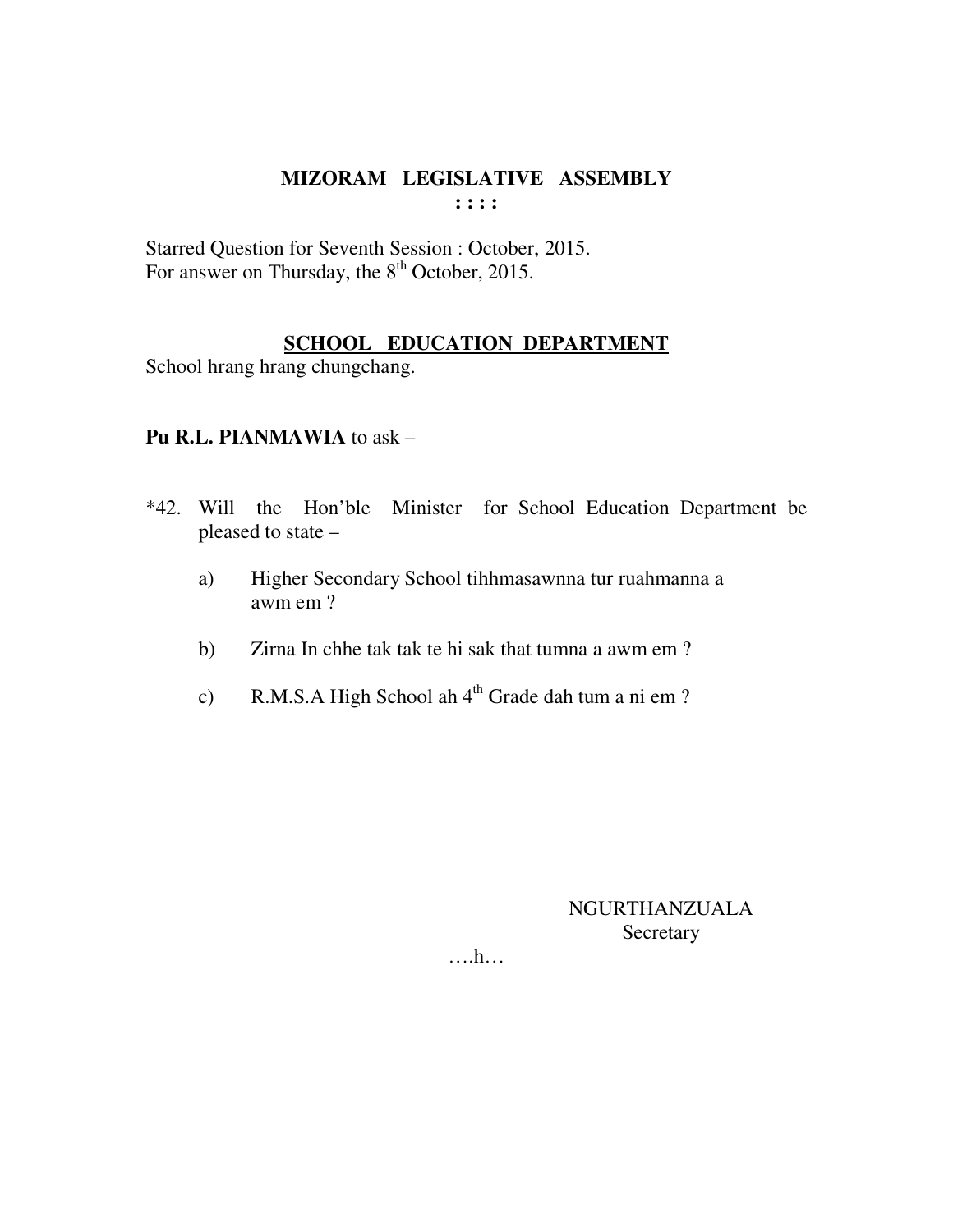# MIZORAM LEGISLATIVE ASSEMBLY

: : : :

Starred Question for Seventh Session : October, 2015.
For answer on Thursday, the 8th October, 2015.

## SCHOOL EDUCATION DEPARTMENT

School hrang hrang chungchang.

**Pu R.L. PIANMAWIA** to ask –

*42. Will the Hon'ble Minister for School Education Department be pleased to state –

a) Higher Secondary School tihhmasawnna tur ruahmanna a awm em ?

b) Zirna In chhe tak tak te hi sak that tumna a awm em ?

c) R.M.S.A High School ah 4th Grade dah tum a ni em ?

NGURTHANZUALA
Secretary

….h…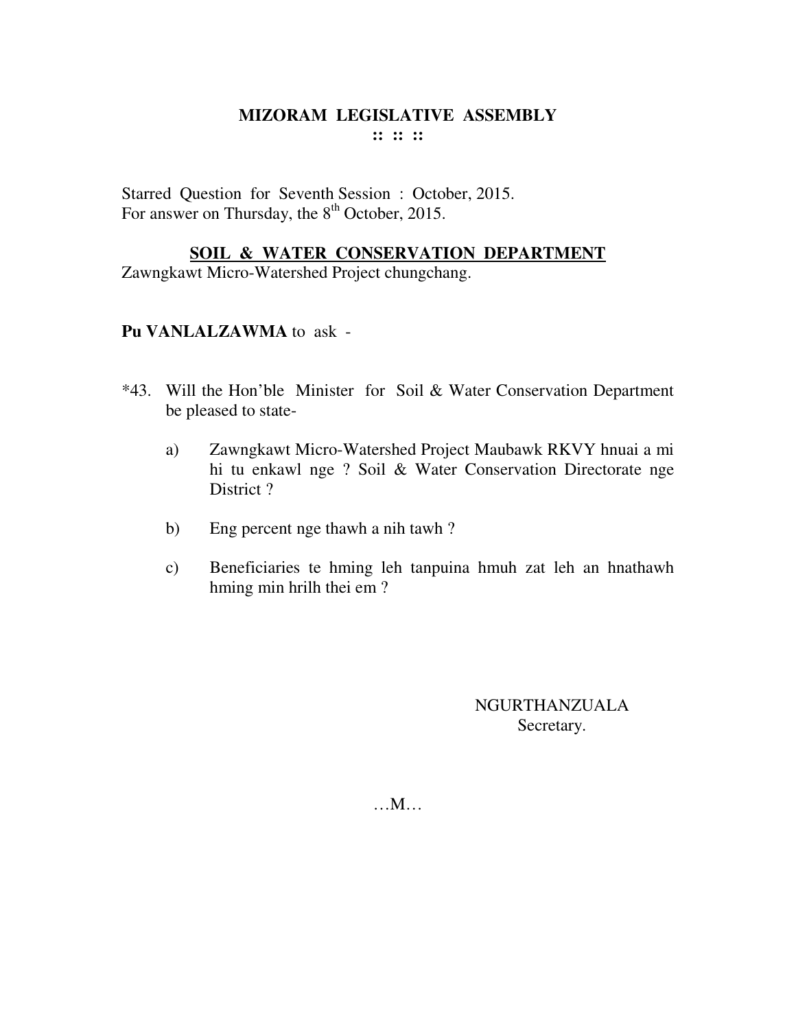# MIZORAM LEGISLATIVE ASSEMBLY

:: :: ::

Starred Question for Seventh Session : October, 2015.
For answer on Thursday, the 8th October, 2015.

## SOIL & WATER CONSERVATION DEPARTMENT

Zawngkawt Micro-Watershed Project chungchang.

**Pu VANLALZAWMA** to ask -

*43. Will the Hon'ble Minister for Soil & Water Conservation Department be pleased to state-

a) Zawngkawt Micro-Watershed Project Maubawk RKVY hnuai a mi hi tu enkawl nge ? Soil & Water Conservation Directorate nge District ?

b) Eng percent nge thawh a nih tawh ?

c) Beneficiaries te hming leh tanpuina hmuh zat leh an hnathawh hming min hrilh thei em ?

NGURTHANZUALA
Secretary.

…M…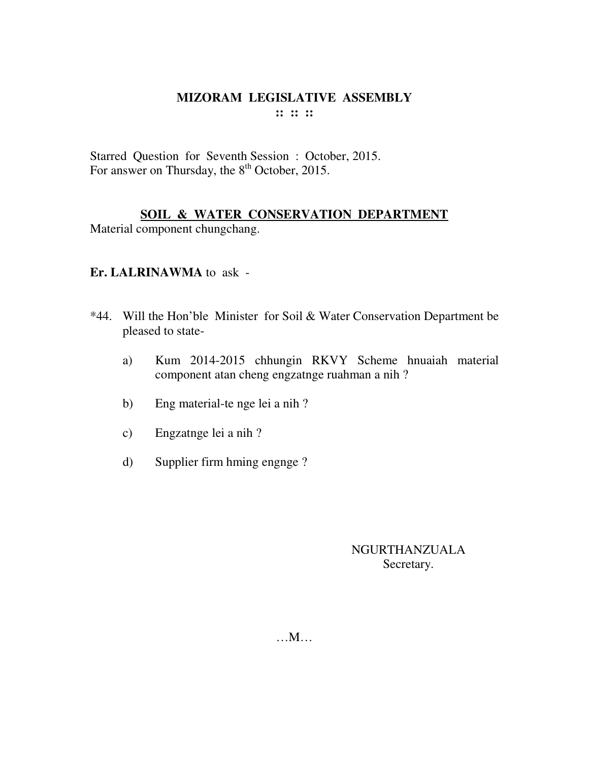# MIZORAM LEGISLATIVE ASSEMBLY

:: :: ::

Starred Question for Seventh Session : October, 2015.
For answer on Thursday, the 8th October, 2015.

## SOIL & WATER CONSERVATION DEPARTMENT

Material component chungchang.

**Er. LALRINAWMA** to ask -

*44. Will the Hon'ble Minister for Soil & Water Conservation Department be pleased to state-

a) Kum 2014-2015 chhungin RKVY Scheme hnuaiah material component atan cheng engzatnge ruahman a nih ?

b) Eng material-te nge lei a nih ?

c) Engzatnge lei a nih ?

d) Supplier firm hming engnge ?

NGURTHANZUALA
Secretary.

…M…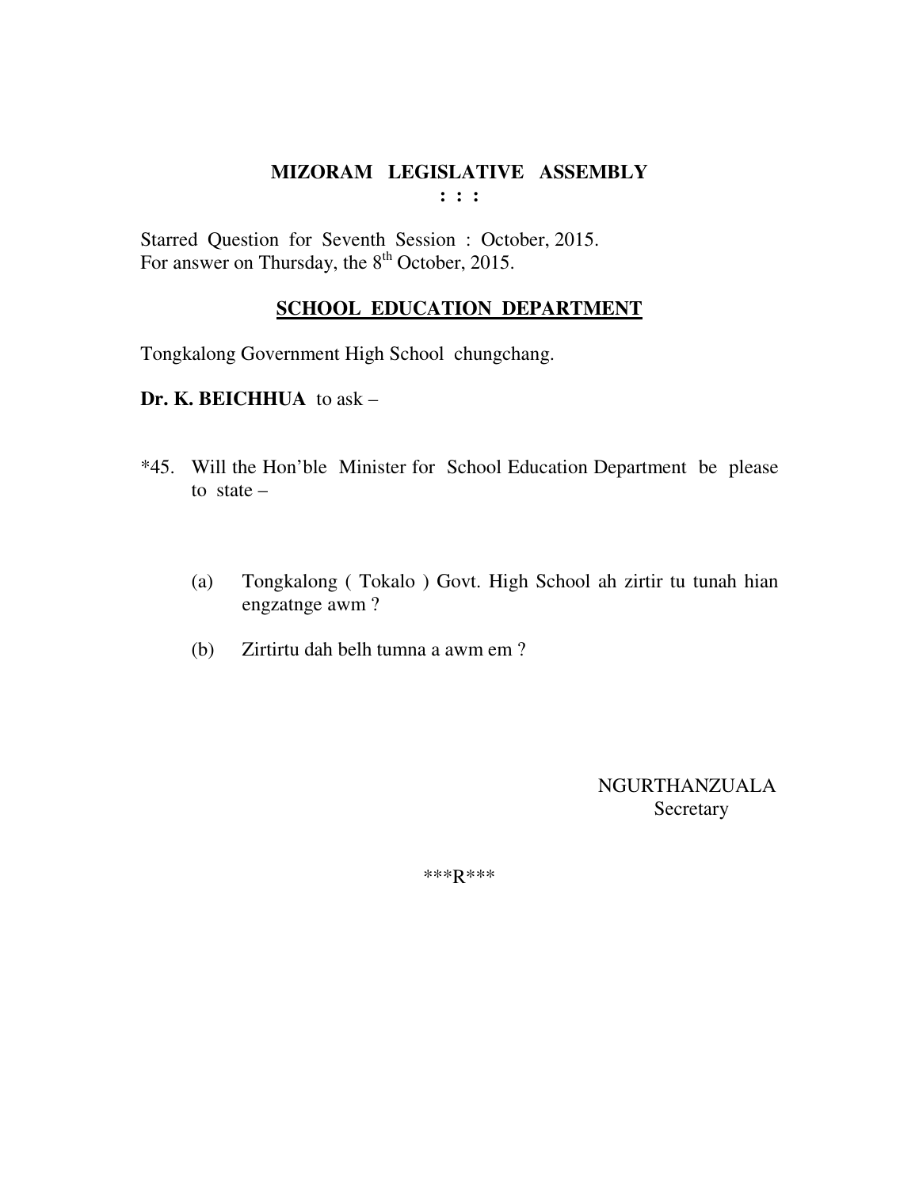# MIZORAM LEGISLATIVE ASSEMBLY

: : :

Starred Question for Seventh Session : October, 2015.
For answer on Thursday, the 8th October, 2015.

## SCHOOL EDUCATION DEPARTMENT

Tongkalong Government High School chungchang.

**Dr. K. BEICHHUA** to ask –

*45. Will the Hon'ble Minister for School Education Department be please to state –

(a) Tongkalong ( Tokalo ) Govt. High School ah zirtir tu tunah hian engzatnge awm ?

(b) Zirtirtu dah belh tumna a awm em ?

NGURTHANZUALA
Secretary

***R***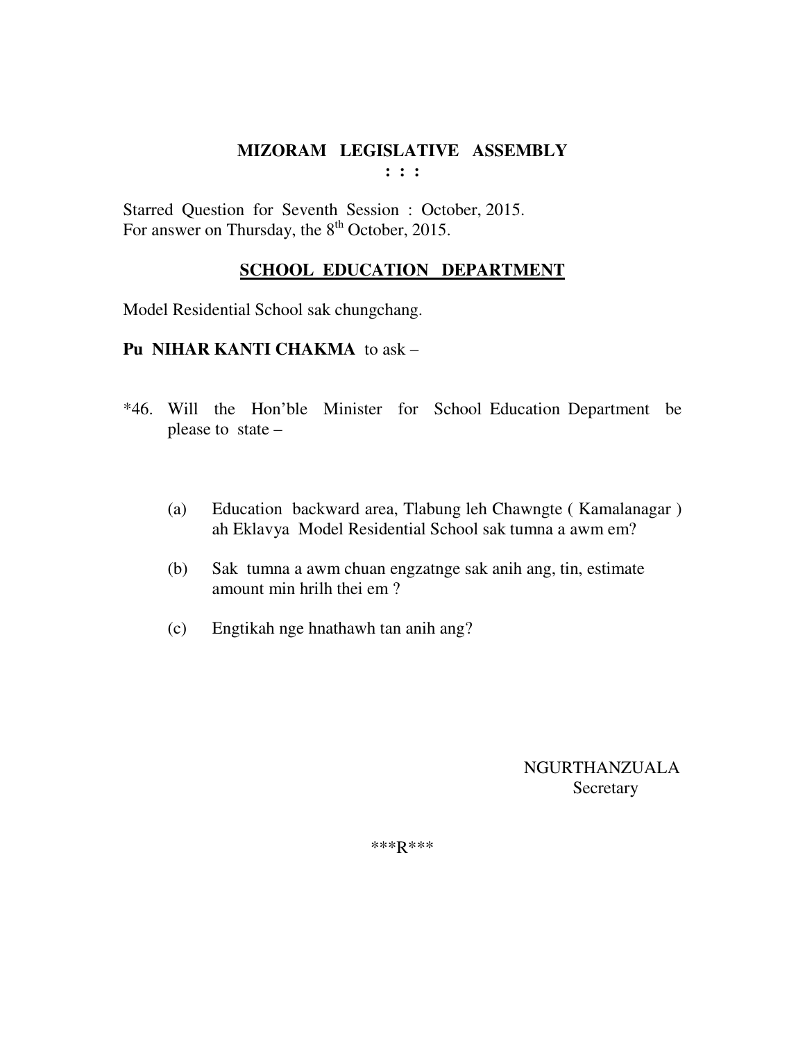# MIZORAM LEGISLATIVE ASSEMBLY

**: : :**

Starred Question for Seventh Session : October, 2015.
For answer on Thursday, the 8th October, 2015.

## SCHOOL EDUCATION DEPARTMENT

Model Residential School sak chungchang.

**Pu NIHAR KANTI CHAKMA** to ask –

*46. Will the Hon'ble Minister for School Education Department be please to state –

(a) Education backward area, Tlabung leh Chawngte ( Kamalanagar ) ah Eklavya Model Residential School sak tumna a awm em?

(b) Sak tumna a awm chuan engzatnge sak anih ang, tin, estimate amount min hrilh thei em ?

(c) Engtikah nge hnathawh tan anih ang?

NGURTHANZUALA
Secretary

***R***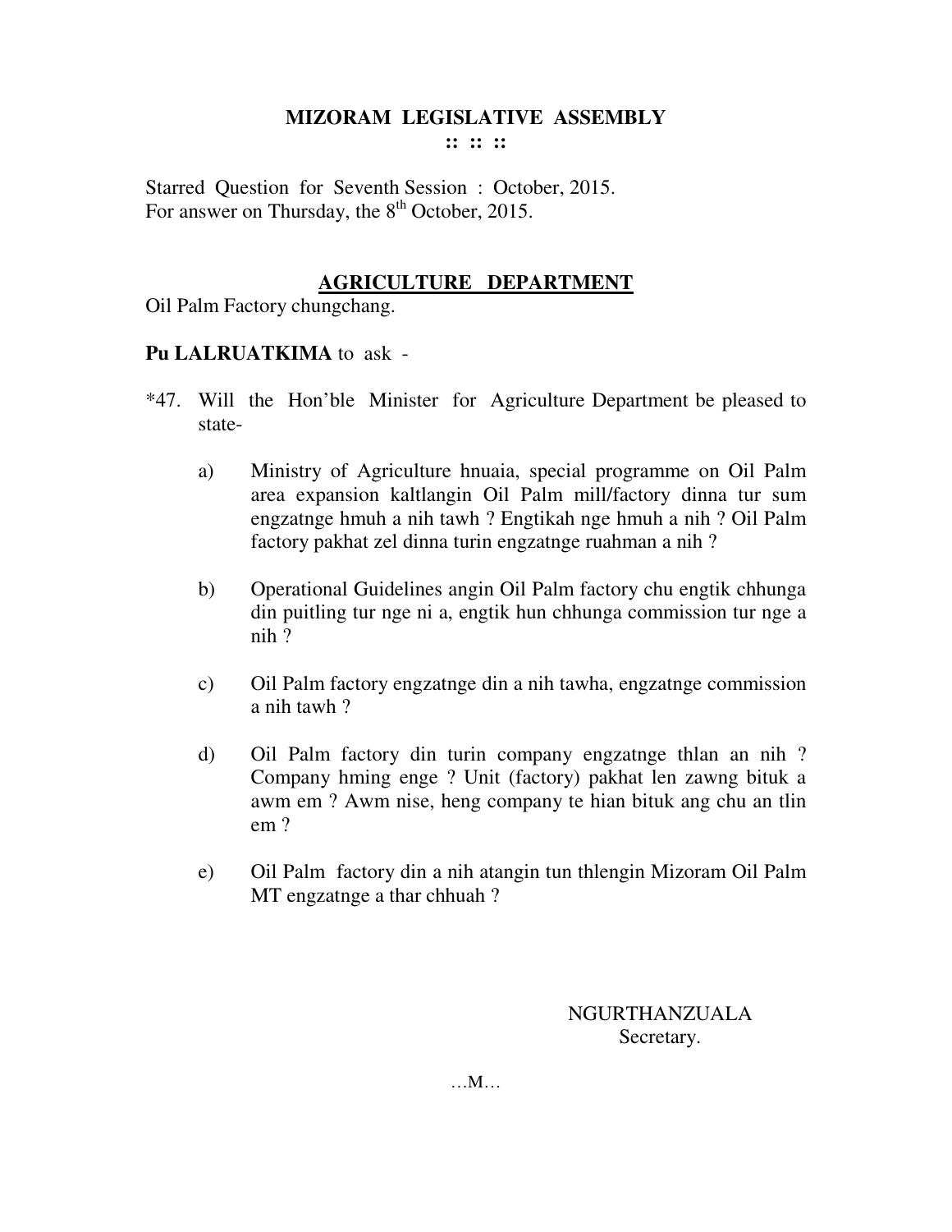**MIZORAM LEGISLATIVE ASSEMBLY**

**:: :: ::**

Starred Question for Seventh Session : October, 2015.
For answer on Thursday, the 8th October, 2015.

**AGRICULTURE DEPARTMENT**

Oil Palm Factory chungchang.

**Pu LALRUATKIMA** to ask -

*47. Will the Hon'ble Minister for Agriculture Department be pleased to state-

a) Ministry of Agriculture hnuaia, special programme on Oil Palm area expansion kaltlangin Oil Palm mill/factory dinna tur sum engzatnge hmuh a nih tawh ? Engtikah nge hmuh a nih ? Oil Palm factory pakhat zel dinna turin engzatnge ruahman a nih ?

b) Operational Guidelines angin Oil Palm factory chu engtik chhunga din puitling tur nge ni a, engtik hun chhunga commission tur nge a nih ?

c) Oil Palm factory engzatnge din a nih tawha, engzatnge commission a nih tawh ?

d) Oil Palm factory din turin company engzatnge thlan an nih ? Company hming enge ? Unit (factory) pakhat len zawng bituk a awm em ? Awm nise, heng company te hian bituk ang chu an tlin em ?

e) Oil Palm factory din a nih atangin tun thlengin Mizoram Oil Palm MT engzatnge a thar chhuah ?

NGURTHANZUALA
Secretary.

…M…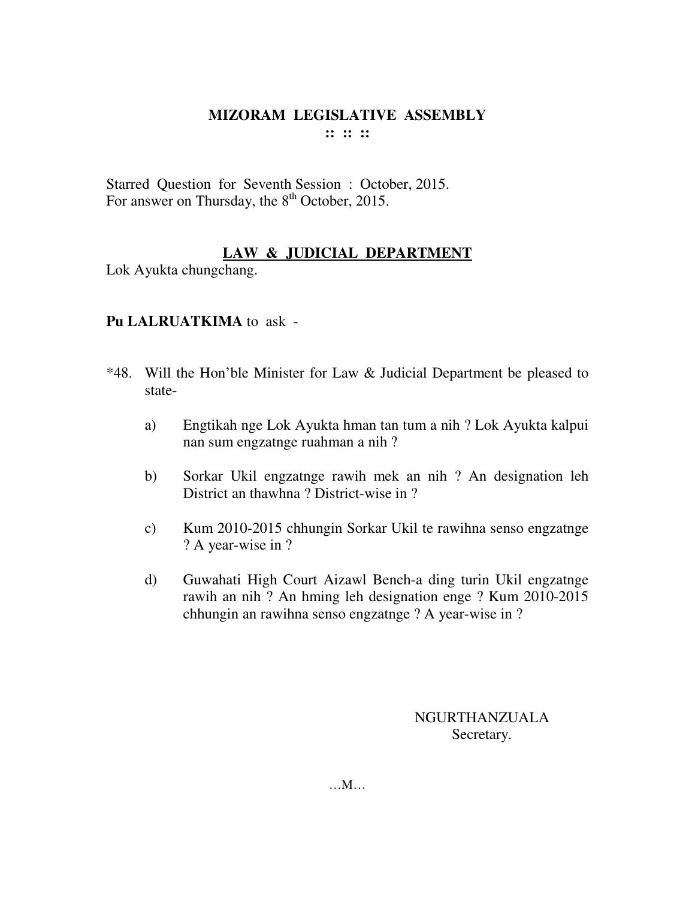# MIZORAM LEGISLATIVE ASSEMBLY

:: :: ::

Starred Question for Seventh Session : October, 2015.
For answer on Thursday, the 8th October, 2015.

## LAW & JUDICIAL DEPARTMENT

Lok Ayukta chungchang.

**Pu LALRUATKIMA** to ask -

*48. Will the Hon'ble Minister for Law & Judicial Department be pleased to state-

a) Engtikah nge Lok Ayukta hman tan tum a nih ? Lok Ayukta kalpui nan sum engzatnge ruahman a nih ?

b) Sorkar Ukil engzatnge rawih mek an nih ? An designation leh District an thawhna ? District-wise in ?

c) Kum 2010-2015 chhungin Sorkar Ukil te rawihna senso engzatnge ? A year-wise in ?

d) Guwahati High Court Aizawl Bench-a ding turin Ukil engzatnge rawih an nih ? An hming leh designation enge ? Kum 2010-2015 chhungin an rawihna senso engzatnge ? A year-wise in ?

NGURTHANZUALA
Secretary.

…M…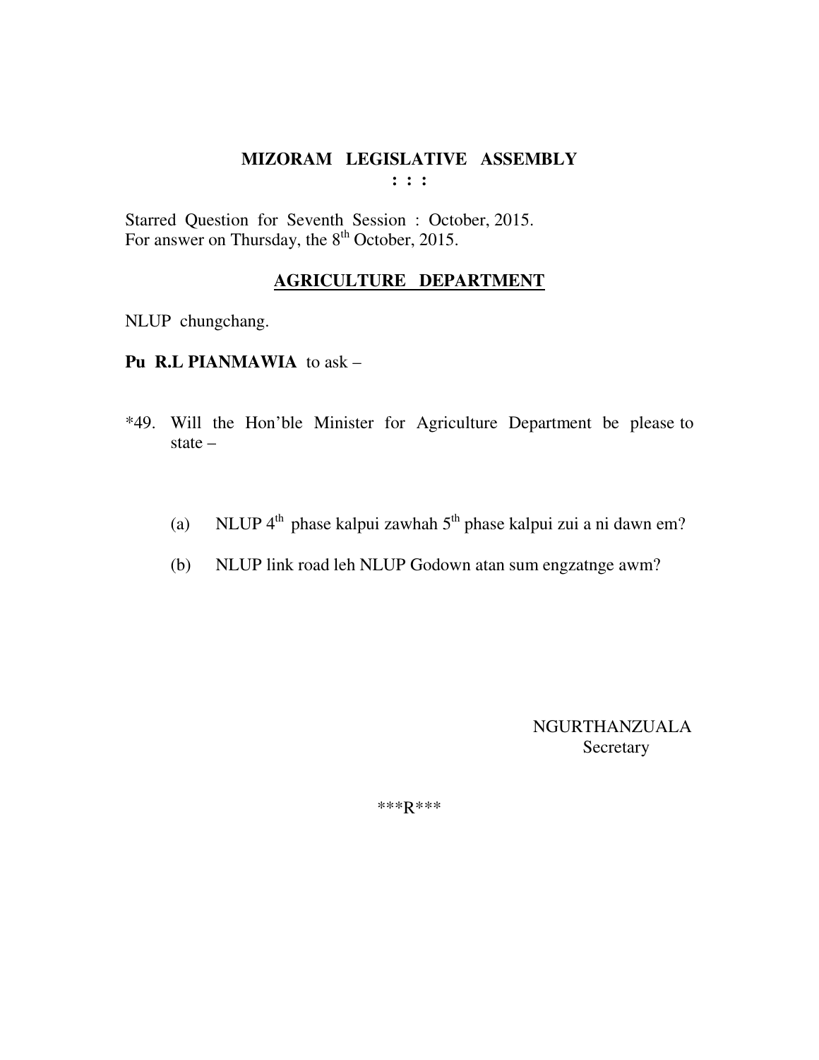# MIZORAM LEGISLATIVE ASSEMBLY

**: : :**

Starred Question for Seventh Session : October, 2015.
For answer on Thursday, the 8th October, 2015.

## AGRICULTURE DEPARTMENT

NLUP chungchang.

**Pu R.L PIANMAWIA** to ask –

*49. Will the Hon'ble Minister for Agriculture Department be please to state –

(a) NLUP 4th phase kalpui zawhah 5th phase kalpui zui a ni dawn em?

(b) NLUP link road leh NLUP Godown atan sum engzatnge awm?

NGURTHANZUALA
Secretary

***R***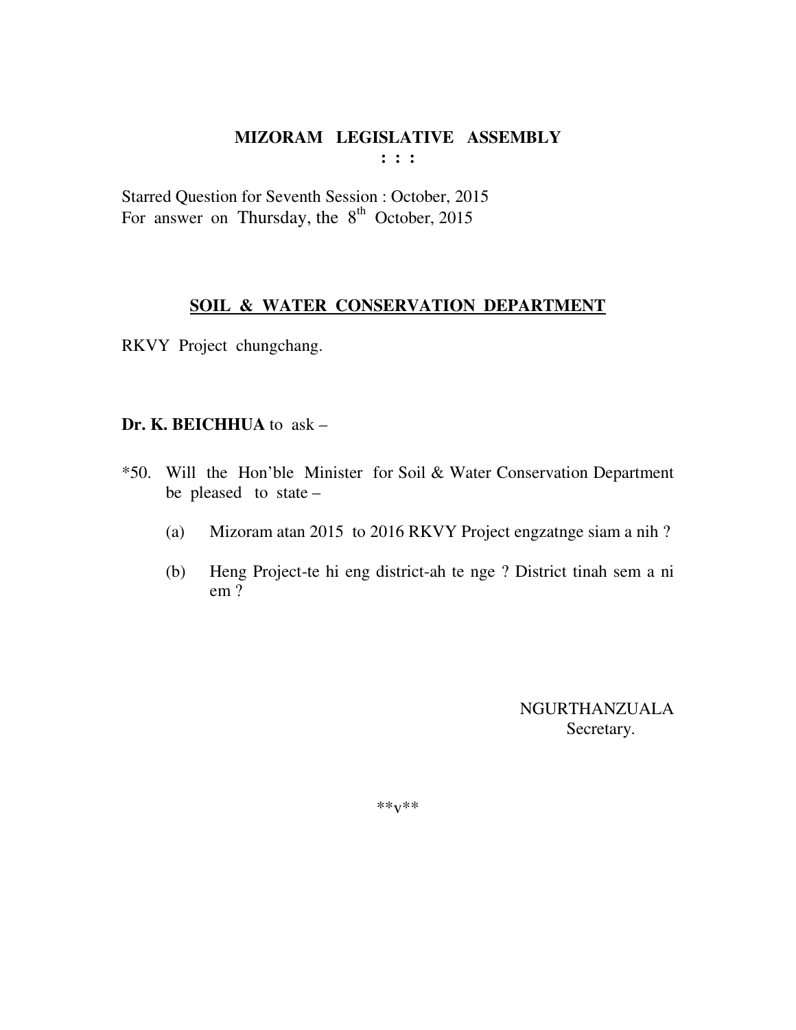# MIZORAM LEGISLATIVE ASSEMBLY

**: : :**

Starred Question for Seventh Session : October, 2015
For answer on Thursday, the 8th October, 2015

## SOIL & WATER CONSERVATION DEPARTMENT

RKVY Project chungchang.

**Dr. K. BEICHHUA** to ask –

*50. Will the Hon'ble Minister for Soil & Water Conservation Department be pleased to state –

(a) Mizoram atan 2015 to 2016 RKVY Project engzatnge siam a nih ?

(b) Heng Project-te hi eng district-ah te nge ? District tinah sem a ni em ?

NGURTHANZUALA
Secretary.

**v**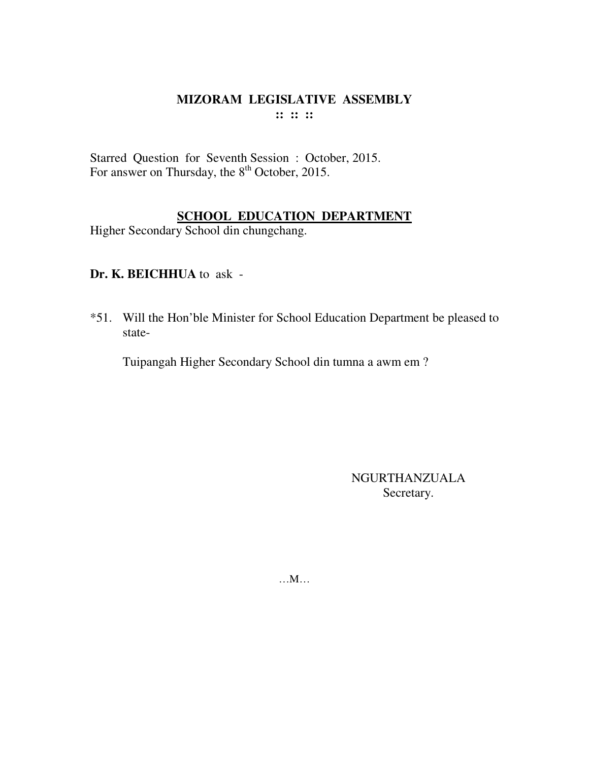# MIZORAM LEGISLATIVE ASSEMBLY

:: :: ::

Starred Question for Seventh Session : October, 2015.
For answer on Thursday, the 8th October, 2015.

## SCHOOL EDUCATION DEPARTMENT

Higher Secondary School din chungchang.

**Dr. K. BEICHHUA** to ask -

*51. Will the Hon'ble Minister for School Education Department be pleased to state-

Tuipangah Higher Secondary School din tumna a awm em ?

NGURTHANZUALA
Secretary.

…M…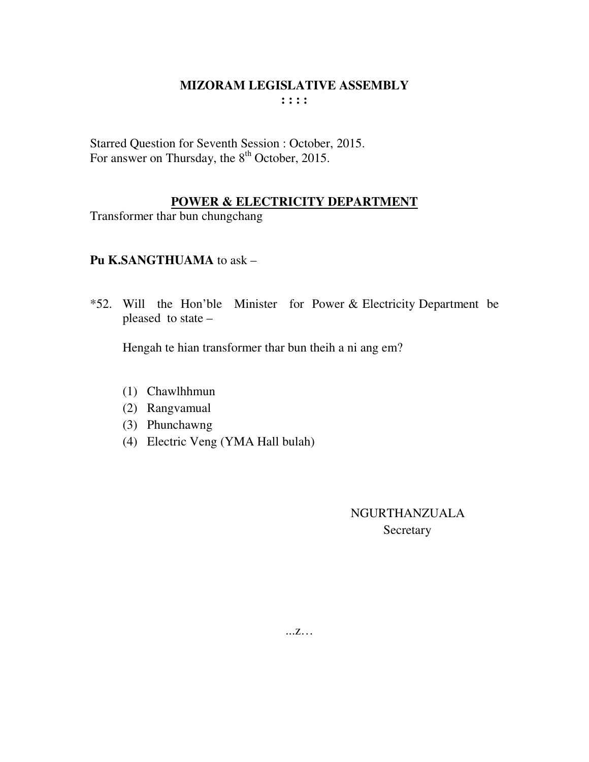# MIZORAM LEGISLATIVE ASSEMBLY

: : : :

Starred Question for Seventh Session : October, 2015.
For answer on Thursday, the 8th October, 2015.

## POWER & ELECTRICITY DEPARTMENT

Transformer thar bun chungchang

**Pu K.SANGTHUAMA** to ask –

*52. Will the Hon'ble Minister for Power & Electricity Department be pleased to state –

Hengah te hian transformer thar bun theih a ni ang em?

(1) Chawlhhmun
(2) Rangvamual
(3) Phunchawng
(4) Electric Veng (YMA Hall bulah)

NGURTHANZUALA
Secretary

...z…